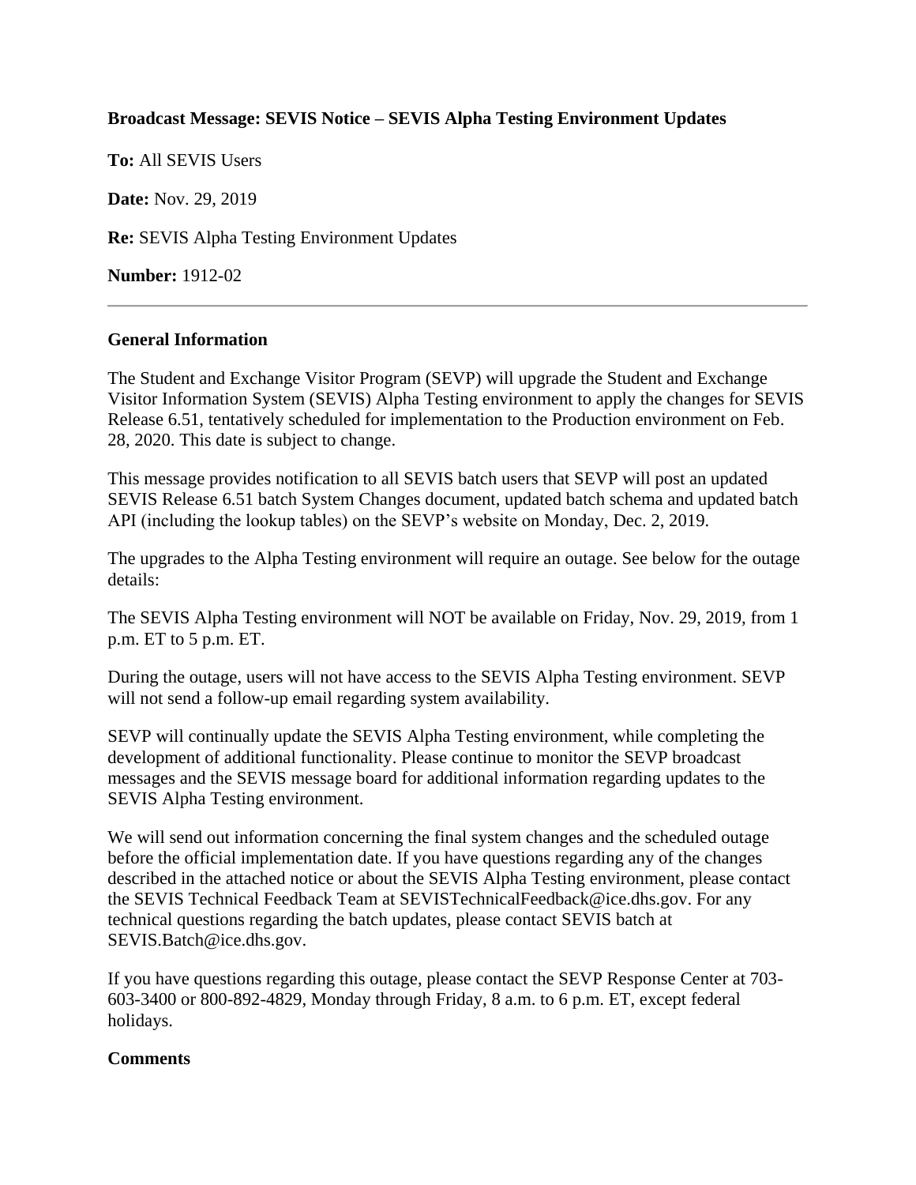**Broadcast Message: SEVIS Notice – SEVIS Alpha Testing Environment Updates**

**To:** All SEVIS Users

**Date:** Nov. 29, 2019

**Re:** SEVIS Alpha Testing Environment Updates

**Number:** 1912-02

---

**General Information**

The Student and Exchange Visitor Program (SEVP) will upgrade the Student and Exchange Visitor Information System (SEVIS) Alpha Testing environment to apply the changes for SEVIS Release 6.51, tentatively scheduled for implementation to the Production environment on Feb. 28, 2020. This date is subject to change.

This message provides notification to all SEVIS batch users that SEVP will post an updated SEVIS Release 6.51 batch System Changes document, updated batch schema and updated batch API (including the lookup tables) on the SEVP's website on Monday, Dec. 2, 2019.

The upgrades to the Alpha Testing environment will require an outage. See below for the outage details:

The SEVIS Alpha Testing environment will NOT be available on Friday, Nov. 29, 2019, from 1 p.m. ET to 5 p.m. ET.

During the outage, users will not have access to the SEVIS Alpha Testing environment. SEVP will not send a follow-up email regarding system availability.

SEVP will continually update the SEVIS Alpha Testing environment, while completing the development of additional functionality. Please continue to monitor the SEVP broadcast messages and the SEVIS message board for additional information regarding updates to the SEVIS Alpha Testing environment.

We will send out information concerning the final system changes and the scheduled outage before the official implementation date. If you have questions regarding any of the changes described in the attached notice or about the SEVIS Alpha Testing environment, please contact the SEVIS Technical Feedback Team at SEVISTechnicalFeedback@ice.dhs.gov. For any technical questions regarding the batch updates, please contact SEVIS batch at SEVIS.Batch@ice.dhs.gov.

If you have questions regarding this outage, please contact the SEVP Response Center at 703-603-3400 or 800-892-4829, Monday through Friday, 8 a.m. to 6 p.m. ET, except federal holidays.

**Comments**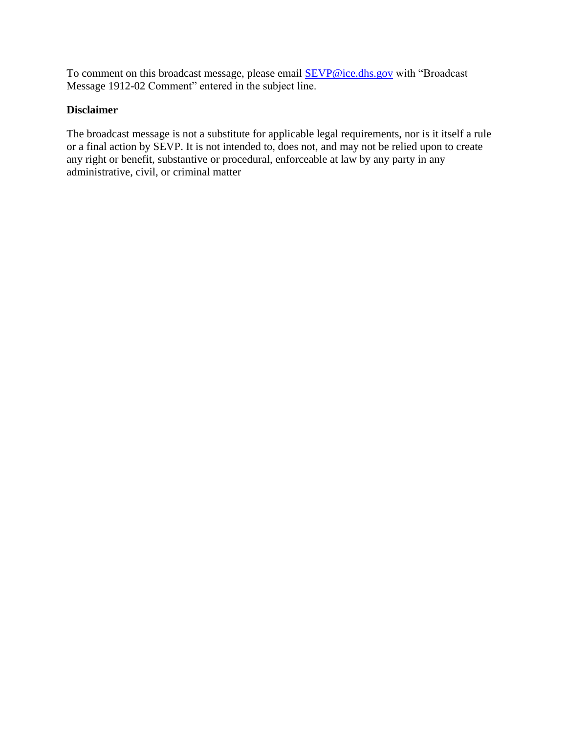To comment on this broadcast message, please email SEVP@ice.dhs.gov with "Broadcast Message 1912-02 Comment" entered in the subject line.

**Disclaimer**

The broadcast message is not a substitute for applicable legal requirements, nor is it itself a rule or a final action by SEVP. It is not intended to, does not, and may not be relied upon to create any right or benefit, substantive or procedural, enforceable at law by any party in any administrative, civil, or criminal matter